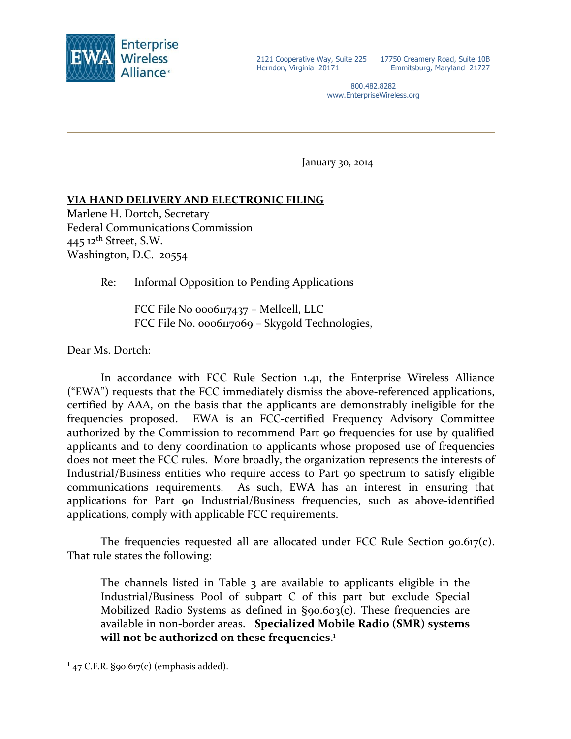Enterprise Wireless Alliance

2121 Cooperative Way, Suite 225
Herndon, Virginia 20171

17750 Creamery Road, Suite 10B
Emmitsburg, Maryland 21727

800.482.8282
www.EnterpriseWireless.org

---

January 30, 2014

**VIA HAND DELIVERY AND ELECTRONIC FILING**
Marlene H. Dortch, Secretary
Federal Communications Commission
445 12th Street, S.W.
Washington, D.C. 20554

Re: Informal Opposition to Pending Applications

FCC File No 0006117437 – Mellcell, LLC
FCC File No. 0006117069 – Skygold Technologies,

Dear Ms. Dortch:

In accordance with FCC Rule Section 1.41, the Enterprise Wireless Alliance ("EWA") requests that the FCC immediately dismiss the above-referenced applications, certified by AAA, on the basis that the applicants are demonstrably ineligible for the frequencies proposed. EWA is an FCC-certified Frequency Advisory Committee authorized by the Commission to recommend Part 90 frequencies for use by qualified applicants and to deny coordination to applicants whose proposed use of frequencies does not meet the FCC rules. More broadly, the organization represents the interests of Industrial/Business entities who require access to Part 90 spectrum to satisfy eligible communications requirements. As such, EWA has an interest in ensuring that applications for Part 90 Industrial/Business frequencies, such as above-identified applications, comply with applicable FCC requirements.

The frequencies requested all are allocated under FCC Rule Section 90.617(c). That rule states the following:

> The channels listed in Table 3 are available to applicants eligible in the Industrial/Business Pool of subpart C of this part but exclude Special Mobilized Radio Systems as defined in §90.603(c). These frequencies are available in non-border areas. **Specialized Mobile Radio (SMR) systems will not be authorized on these frequencies**.[1]

---

[1] 47 C.F.R. §90.617(c) (emphasis added).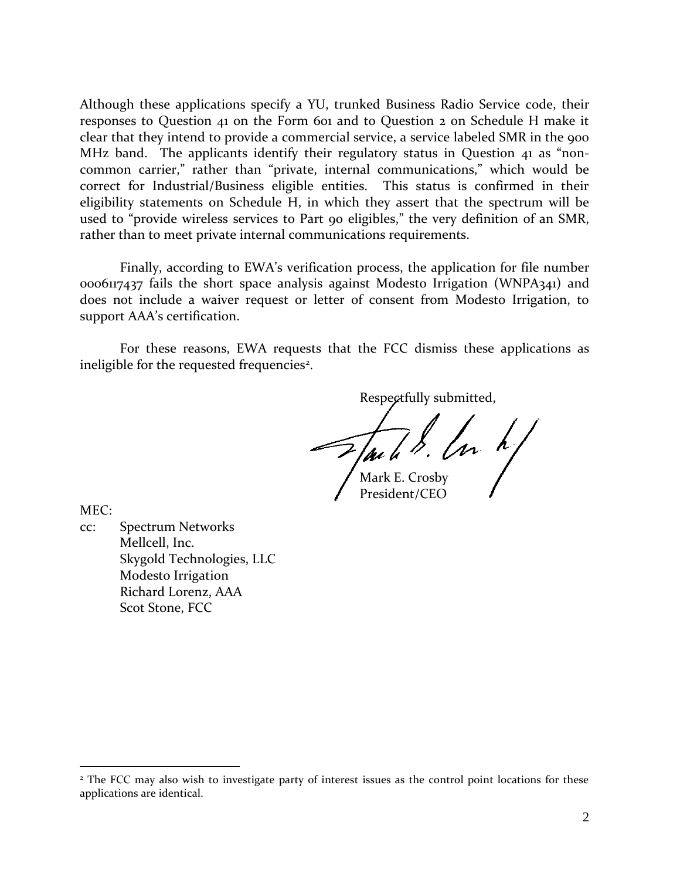Although these applications specify a YU, trunked Business Radio Service code, their responses to Question 41 on the Form 601 and to Question 2 on Schedule H make it clear that they intend to provide a commercial service, a service labeled SMR in the 900 MHz band. The applicants identify their regulatory status in Question 41 as "non-common carrier," rather than "private, internal communications," which would be correct for Industrial/Business eligible entities. This status is confirmed in their eligibility statements on Schedule H, in which they assert that the spectrum will be used to "provide wireless services to Part 90 eligibles," the very definition of an SMR, rather than to meet private internal communications requirements.

Finally, according to EWA's verification process, the application for file number 0006117437 fails the short space analysis against Modesto Irrigation (WNPA341) and does not include a waiver request or letter of consent from Modesto Irrigation, to support AAA's certification.

For these reasons, EWA requests that the FCC dismiss these applications as ineligible for the requested frequencies[2].

Respectfully submitted,

Mark E. Crosby
President/CEO

MEC:

cc: Spectrum Networks
Mellcell, Inc.
Skygold Technologies, LLC
Modesto Irrigation
Richard Lorenz, AAA
Scot Stone, FCC

---

[2] The FCC may also wish to investigate party of interest issues as the control point locations for these applications are identical.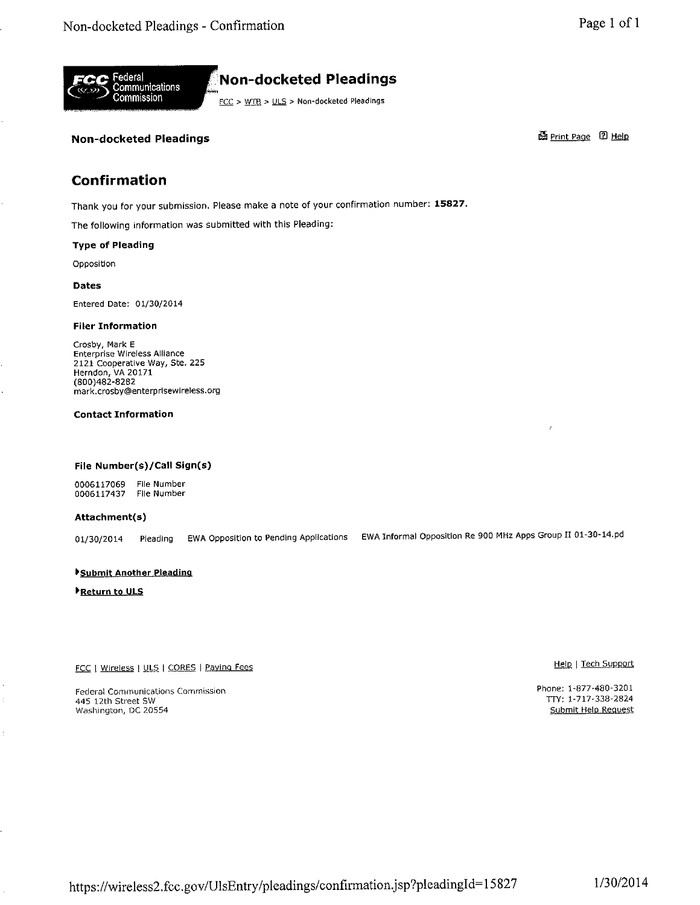Federal Communications Commission

# Non-docketed Pleadings

FCC > WTB > ULS > Non-docketed Pleadings

## Non-docketed Pleadings

Print Page | Help

## Confirmation

Thank you for your submission. Please make a note of your confirmation number: **15827**.

The following information was submitted with this Pleading:

**Type of Pleading**

Opposition

**Dates**

Entered Date: 01/30/2014

**Filer Information**

Crosby, Mark E
Enterprise Wireless Alliance
2121 Cooperative Way, Ste. 225
Herndon, VA 20171
(800)482-8282
mark.crosby@enterprisewireless.org

**Contact Information**

**File Number(s)/Call Sign(s)**

| | |
|---|---|
| 0006117069 | File Number |
| 0006117437 | File Number |

**Attachment(s)**

| | | | |
|---|---|---|---|
| 01/30/2014 | Pleading | EWA Opposition to Pending Applications | EWA Informal Opposition Re 900 MHz Apps Group II 01-30-14.pd |

▸Submit Another Pleading

▸Return to ULS

FCC | Wireless | ULS | CORES | Paying Fees

Federal Communications Commission
445 12th Street SW
Washington, DC 20554

Help | Tech Support

Phone: 1-877-480-3201
TTY: 1-717-338-2824
Submit Help Request

https://wireless2.fcc.gov/UlsEntry/pleadings/confirmation.jsp?pleadingId=15827 1/30/2014